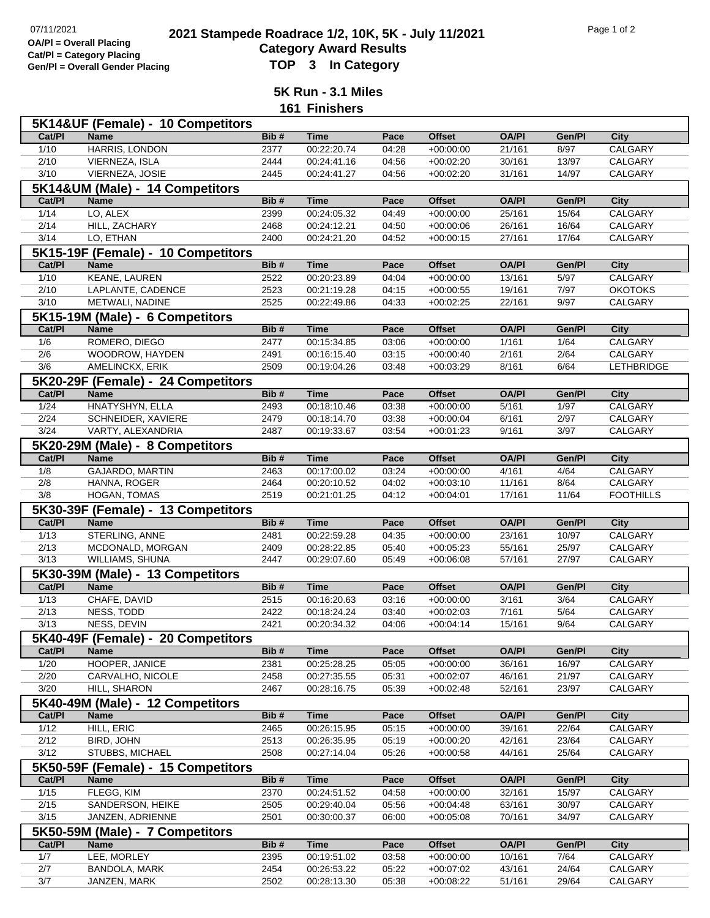**OA/Pl = Overall Placing**
**Cat/Pl = Category Placing**
**Gen/Pl = Overall Gender Placing**

# 2021 Stampede Roadrace 1/2, 10K, 5K - July 11/2021
## Category Award Results
## TOP 3 In Category

### 5K Run - 3.1 Miles
### 161 Finishers

**5K14&UF (Female) - 10 Competitors**

| Cat/Pl | Name | Bib # | Time | Pace | Offset | OA/Pl | Gen/Pl | City |
|---|---|---|---|---|---|---|---|---|
| 1/10 | HARRIS, LONDON | 2377 | 00:22:20.74 | 04:28 | +00:00:00 | 21/161 | 8/97 | CALGARY |
| 2/10 | VIERNEZA, ISLA | 2444 | 00:24:41.16 | 04:56 | +00:02:20 | 30/161 | 13/97 | CALGARY |
| 3/10 | VIERNEZA, JOSIE | 2445 | 00:24:41.27 | 04:56 | +00:02:20 | 31/161 | 14/97 | CALGARY |

**5K14&UM (Male) - 14 Competitors**

| Cat/Pl | Name | Bib # | Time | Pace | Offset | OA/Pl | Gen/Pl | City |
|---|---|---|---|---|---|---|---|---|
| 1/14 | LO, ALEX | 2399 | 00:24:05.32 | 04:49 | +00:00:00 | 25/161 | 15/64 | CALGARY |
| 2/14 | HILL, ZACHARY | 2468 | 00:24:12.21 | 04:50 | +00:00:06 | 26/161 | 16/64 | CALGARY |
| 3/14 | LO, ETHAN | 2400 | 00:24:21.20 | 04:52 | +00:00:15 | 27/161 | 17/64 | CALGARY |

**5K15-19F (Female) - 10 Competitors**

| Cat/Pl | Name | Bib # | Time | Pace | Offset | OA/Pl | Gen/Pl | City |
|---|---|---|---|---|---|---|---|---|
| 1/10 | KEANE, LAUREN | 2522 | 00:20:23.89 | 04:04 | +00:00:00 | 13/161 | 5/97 | CALGARY |
| 2/10 | LAPLANTE, CADENCE | 2523 | 00:21:19.28 | 04:15 | +00:00:55 | 19/161 | 7/97 | OKOTOKS |
| 3/10 | METWALI, NADINE | 2525 | 00:22:49.86 | 04:33 | +00:02:25 | 22/161 | 9/97 | CALGARY |

**5K15-19M (Male) - 6 Competitors**

| Cat/Pl | Name | Bib # | Time | Pace | Offset | OA/Pl | Gen/Pl | City |
|---|---|---|---|---|---|---|---|---|
| 1/6 | ROMERO, DIEGO | 2477 | 00:15:34.85 | 03:06 | +00:00:00 | 1/161 | 1/64 | CALGARY |
| 2/6 | WOODROW, HAYDEN | 2491 | 00:16:15.40 | 03:15 | +00:00:40 | 2/161 | 2/64 | CALGARY |
| 3/6 | AMELINCKX, ERIK | 2509 | 00:19:04.26 | 03:48 | +00:03:29 | 8/161 | 6/64 | LETHBRIDGE |

**5K20-29F (Female) - 24 Competitors**

| Cat/Pl | Name | Bib # | Time | Pace | Offset | OA/Pl | Gen/Pl | City |
|---|---|---|---|---|---|---|---|---|
| 1/24 | HNATYSHYN, ELLA | 2493 | 00:18:10.46 | 03:38 | +00:00:00 | 5/161 | 1/97 | CALGARY |
| 2/24 | SCHNEIDER, XAVIERE | 2479 | 00:18:14.70 | 03:38 | +00:00:04 | 6/161 | 2/97 | CALGARY |
| 3/24 | VARTY, ALEXANDRIA | 2487 | 00:19:33.67 | 03:54 | +00:01:23 | 9/161 | 3/97 | CALGARY |

**5K20-29M (Male) - 8 Competitors**

| Cat/Pl | Name | Bib # | Time | Pace | Offset | OA/Pl | Gen/Pl | City |
|---|---|---|---|---|---|---|---|---|
| 1/8 | GAJARDO, MARTIN | 2463 | 00:17:00.02 | 03:24 | +00:00:00 | 4/161 | 4/64 | CALGARY |
| 2/8 | HANNA, ROGER | 2464 | 00:20:10.52 | 04:02 | +00:03:10 | 11/161 | 8/64 | CALGARY |
| 3/8 | HOGAN, TOMAS | 2519 | 00:21:01.25 | 04:12 | +00:04:01 | 17/161 | 11/64 | FOOTHILLS |

**5K30-39F (Female) - 13 Competitors**

| Cat/Pl | Name | Bib # | Time | Pace | Offset | OA/Pl | Gen/Pl | City |
|---|---|---|---|---|---|---|---|---|
| 1/13 | STERLING, ANNE | 2481 | 00:22:59.28 | 04:35 | +00:00:00 | 23/161 | 10/97 | CALGARY |
| 2/13 | MCDONALD, MORGAN | 2409 | 00:28:22.85 | 05:40 | +00:05:23 | 55/161 | 25/97 | CALGARY |
| 3/13 | WILLIAMS, SHUNA | 2447 | 00:29:07.60 | 05:49 | +00:06:08 | 57/161 | 27/97 | CALGARY |

**5K30-39M (Male) - 13 Competitors**

| Cat/Pl | Name | Bib # | Time | Pace | Offset | OA/Pl | Gen/Pl | City |
|---|---|---|---|---|---|---|---|---|
| 1/13 | CHAFE, DAVID | 2515 | 00:16:20.63 | 03:16 | +00:00:00 | 3/161 | 3/64 | CALGARY |
| 2/13 | NESS, TODD | 2422 | 00:18:24.24 | 03:40 | +00:02:03 | 7/161 | 5/64 | CALGARY |
| 3/13 | NESS, DEVIN | 2421 | 00:20:34.32 | 04:06 | +00:04:14 | 15/161 | 9/64 | CALGARY |

**5K40-49F (Female) - 20 Competitors**

| Cat/Pl | Name | Bib # | Time | Pace | Offset | OA/Pl | Gen/Pl | City |
|---|---|---|---|---|---|---|---|---|
| 1/20 | HOOPER, JANICE | 2381 | 00:25:28.25 | 05:05 | +00:00:00 | 36/161 | 16/97 | CALGARY |
| 2/20 | CARVALHO, NICOLE | 2458 | 00:27:35.55 | 05:31 | +00:02:07 | 46/161 | 21/97 | CALGARY |
| 3/20 | HILL, SHARON | 2467 | 00:28:16.75 | 05:39 | +00:02:48 | 52/161 | 23/97 | CALGARY |

**5K40-49M (Male) - 12 Competitors**

| Cat/Pl | Name | Bib # | Time | Pace | Offset | OA/Pl | Gen/Pl | City |
|---|---|---|---|---|---|---|---|---|
| 1/12 | HILL, ERIC | 2465 | 00:26:15.95 | 05:15 | +00:00:00 | 39/161 | 22/64 | CALGARY |
| 2/12 | BIRD, JOHN | 2513 | 00:26:35.95 | 05:19 | +00:00:20 | 42/161 | 23/64 | CALGARY |
| 3/12 | STUBBS, MICHAEL | 2508 | 00:27:14.04 | 05:26 | +00:00:58 | 44/161 | 25/64 | CALGARY |

**5K50-59F (Female) - 15 Competitors**

| Cat/Pl | Name | Bib # | Time | Pace | Offset | OA/Pl | Gen/Pl | City |
|---|---|---|---|---|---|---|---|---|
| 1/15 | FLEGG, KIM | 2370 | 00:24:51.52 | 04:58 | +00:00:00 | 32/161 | 15/97 | CALGARY |
| 2/15 | SANDERSON, HEIKE | 2505 | 00:29:40.04 | 05:56 | +00:04:48 | 63/161 | 30/97 | CALGARY |
| 3/15 | JANZEN, ADRIENNE | 2501 | 00:30:00.37 | 06:00 | +00:05:08 | 70/161 | 34/97 | CALGARY |

**5K50-59M (Male) - 7 Competitors**

| Cat/Pl | Name | Bib # | Time | Pace | Offset | OA/Pl | Gen/Pl | City |
|---|---|---|---|---|---|---|---|---|
| 1/7 | LEE, MORLEY | 2395 | 00:19:51.02 | 03:58 | +00:00:00 | 10/161 | 7/64 | CALGARY |
| 2/7 | BANDOLA, MARK | 2454 | 00:26:53.22 | 05:22 | +00:07:02 | 43/161 | 24/64 | CALGARY |
| 3/7 | JANZEN, MARK | 2502 | 00:28:13.30 | 05:38 | +00:08:22 | 51/161 | 29/64 | CALGARY |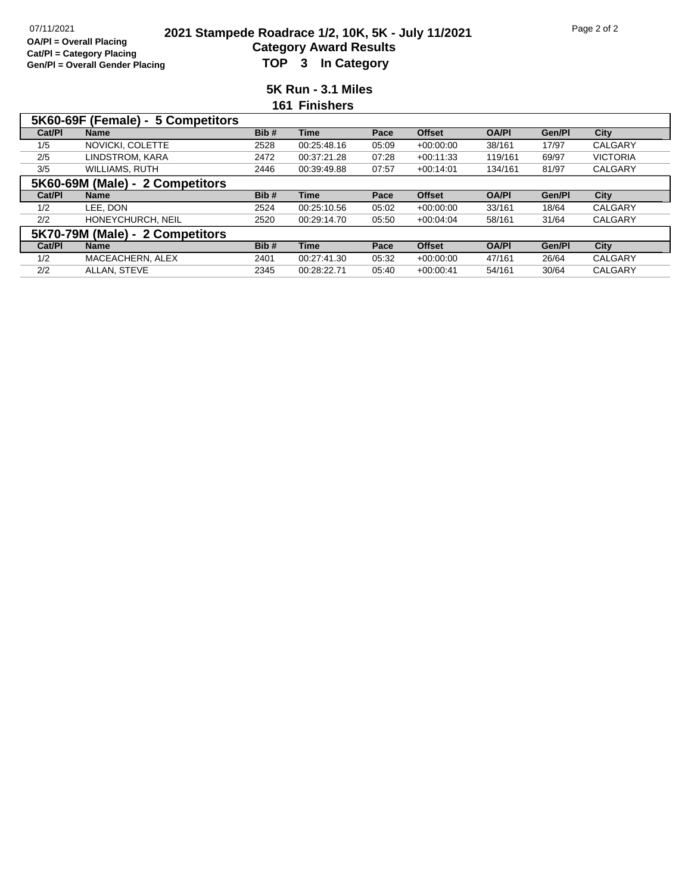07/11/2021

**OA/Pl = Overall Placing**
**Cat/Pl = Category Placing**
**Gen/Pl = Overall Gender Placing**

# 2021 Stampede Roadrace 1/2, 10K, 5K - July 11/2021

## Category Award Results

## TOP 3 In Category

### 5K Run - 3.1 Miles

### 161 Finishers

**5K60-69F (Female) - 5 Competitors**

| Cat/Pl | Name | Bib # | Time | Pace | Offset | OA/Pl | Gen/Pl | City |
|---|---|---|---|---|---|---|---|---|
| 1/5 | NOVICKI, COLETTE | 2528 | 00:25:48.16 | 05:09 | +00:00:00 | 38/161 | 17/97 | CALGARY |
| 2/5 | LINDSTROM, KARA | 2472 | 00:37:21.28 | 07:28 | +00:11:33 | 119/161 | 69/97 | VICTORIA |
| 3/5 | WILLIAMS, RUTH | 2446 | 00:39:49.88 | 07:57 | +00:14:01 | 134/161 | 81/97 | CALGARY |

**5K60-69M (Male) - 2 Competitors**

| Cat/Pl | Name | Bib # | Time | Pace | Offset | OA/Pl | Gen/Pl | City |
|---|---|---|---|---|---|---|---|---|
| 1/2 | LEE, DON | 2524 | 00:25:10.56 | 05:02 | +00:00:00 | 33/161 | 18/64 | CALGARY |
| 2/2 | HONEYCHURCH, NEIL | 2520 | 00:29:14.70 | 05:50 | +00:04:04 | 58/161 | 31/64 | CALGARY |

**5K70-79M (Male) - 2 Competitors**

| Cat/Pl | Name | Bib # | Time | Pace | Offset | OA/Pl | Gen/Pl | City |
|---|---|---|---|---|---|---|---|---|
| 1/2 | MACEACHERN, ALEX | 2401 | 00:27:41.30 | 05:32 | +00:00:00 | 47/161 | 26/64 | CALGARY |
| 2/2 | ALLAN, STEVE | 2345 | 00:28:22.71 | 05:40 | +00:00:41 | 54/161 | 30/64 | CALGARY |